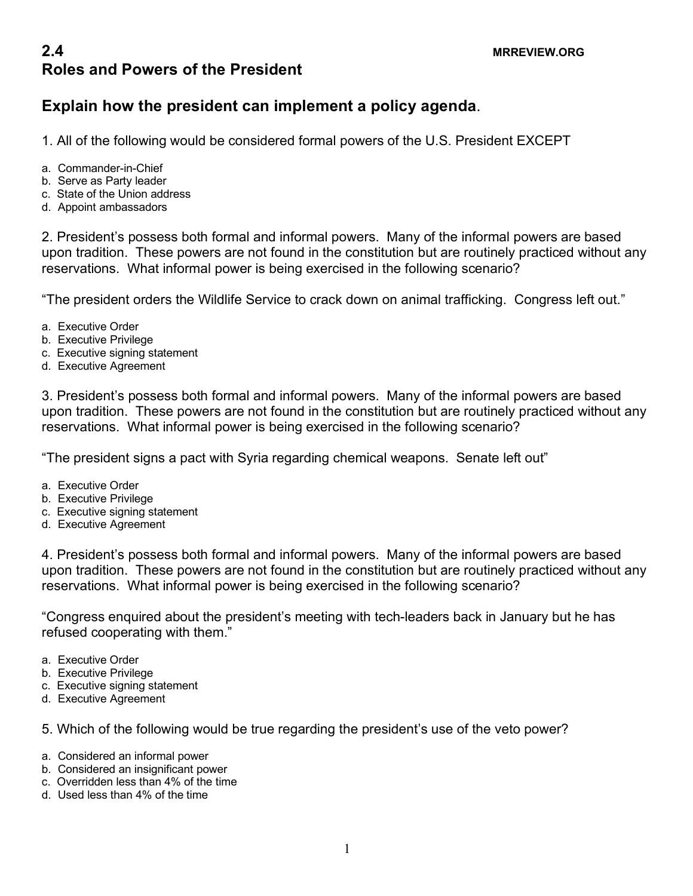# 2.4 Roles and Powers of the President

MRREVIEW.ORG

## Explain how the president can implement a policy agenda.

1. All of the following would be considered formal powers of the U.S. President EXCEPT

a. Commander-in-Chief
b. Serve as Party leader
c. State of the Union address
d. Appoint ambassadors

2. President's possess both formal and informal powers. Many of the informal powers are based upon tradition. These powers are not found in the constitution but are routinely practiced without any reservations. What informal power is being exercised in the following scenario?

"The president orders the Wildlife Service to crack down on animal trafficking. Congress left out."

a. Executive Order
b. Executive Privilege
c. Executive signing statement
d. Executive Agreement

3. President's possess both formal and informal powers. Many of the informal powers are based upon tradition. These powers are not found in the constitution but are routinely practiced without any reservations. What informal power is being exercised in the following scenario?

"The president signs a pact with Syria regarding chemical weapons. Senate left out"

a. Executive Order
b. Executive Privilege
c. Executive signing statement
d. Executive Agreement

4. President's possess both formal and informal powers. Many of the informal powers are based upon tradition. These powers are not found in the constitution but are routinely practiced without any reservations. What informal power is being exercised in the following scenario?

"Congress enquired about the president's meeting with tech-leaders back in January but he has refused cooperating with them."

a. Executive Order
b. Executive Privilege
c. Executive signing statement
d. Executive Agreement

5. Which of the following would be true regarding the president's use of the veto power?

a. Considered an informal power
b. Considered an insignificant power
c. Overridden less than 4% of the time
d. Used less than 4% of the time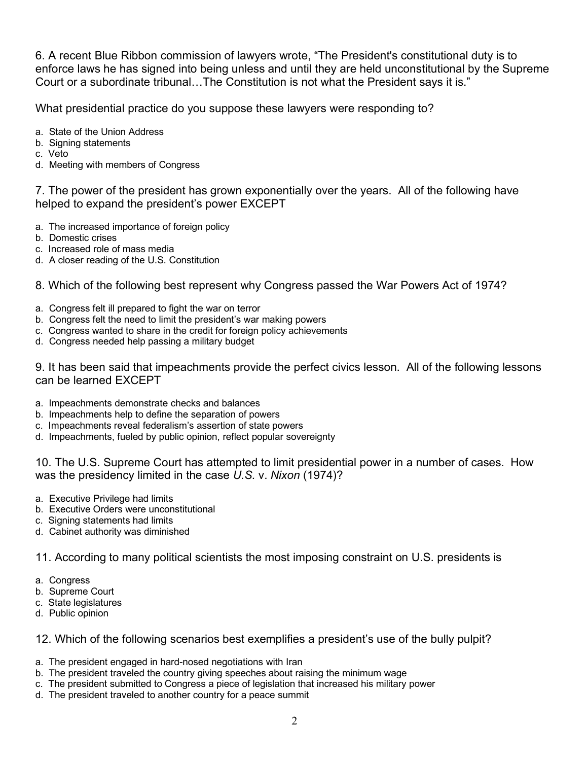6. A recent Blue Ribbon commission of lawyers wrote, "The President's constitutional duty is to enforce laws he has signed into being unless and until they are held unconstitutional by the Supreme Court or a subordinate tribunal…The Constitution is not what the President says it is."

What presidential practice do you suppose these lawyers were responding to?

a. State of the Union Address
b. Signing statements
c. Veto
d. Meeting with members of Congress

7. The power of the president has grown exponentially over the years. All of the following have helped to expand the president's power EXCEPT

a. The increased importance of foreign policy
b. Domestic crises
c. Increased role of mass media
d. A closer reading of the U.S. Constitution

8. Which of the following best represent why Congress passed the War Powers Act of 1974?

a. Congress felt ill prepared to fight the war on terror
b. Congress felt the need to limit the president's war making powers
c. Congress wanted to share in the credit for foreign policy achievements
d. Congress needed help passing a military budget

9. It has been said that impeachments provide the perfect civics lesson. All of the following lessons can be learned EXCEPT

a. Impeachments demonstrate checks and balances
b. Impeachments help to define the separation of powers
c. Impeachments reveal federalism's assertion of state powers
d. Impeachments, fueled by public opinion, reflect popular sovereignty

10. The U.S. Supreme Court has attempted to limit presidential power in a number of cases. How was the presidency limited in the case *U.S.* v. *Nixon* (1974)?

a. Executive Privilege had limits
b. Executive Orders were unconstitutional
c. Signing statements had limits
d. Cabinet authority was diminished

11. According to many political scientists the most imposing constraint on U.S. presidents is

a. Congress
b. Supreme Court
c. State legislatures
d. Public opinion

12. Which of the following scenarios best exemplifies a president's use of the bully pulpit?

a. The president engaged in hard-nosed negotiations with Iran
b. The president traveled the country giving speeches about raising the minimum wage
c. The president submitted to Congress a piece of legislation that increased his military power
d. The president traveled to another country for a peace summit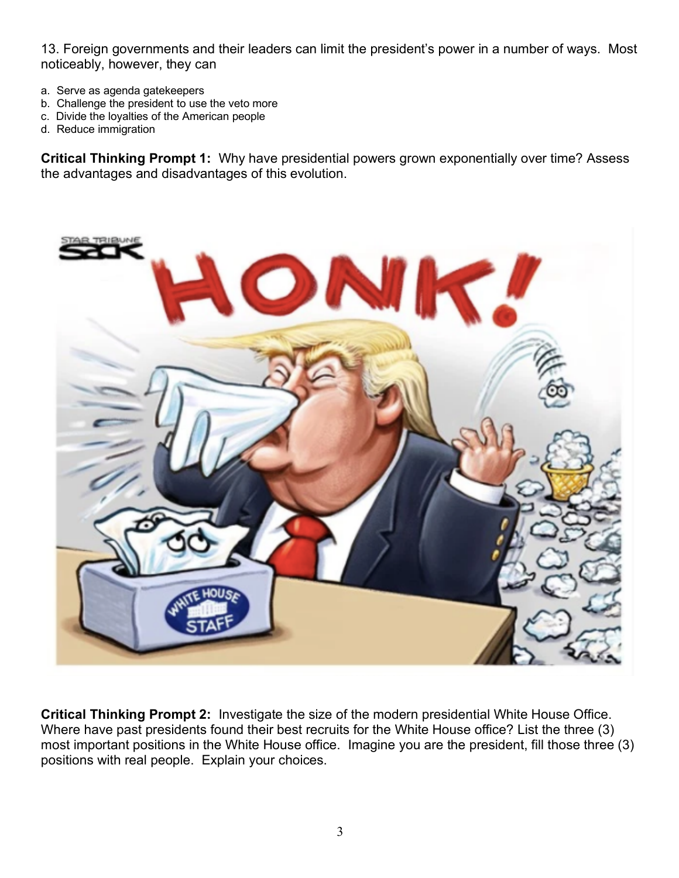13. Foreign governments and their leaders can limit the president's power in a number of ways. Most noticeably, however, they can

a. Serve as agenda gatekeepers
b. Challenge the president to use the veto more
c. Divide the loyalties of the American people
d. Reduce immigration

**Critical Thinking Prompt 1:** Why have presidential powers grown exponentially over time? Assess the advantages and disadvantages of this evolution.

**Critical Thinking Prompt 2:** Investigate the size of the modern presidential White House Office. Where have past presidents found their best recruits for the White House office? List the three (3) most important positions in the White House office. Imagine you are the president, fill those three (3) positions with real people. Explain your choices.